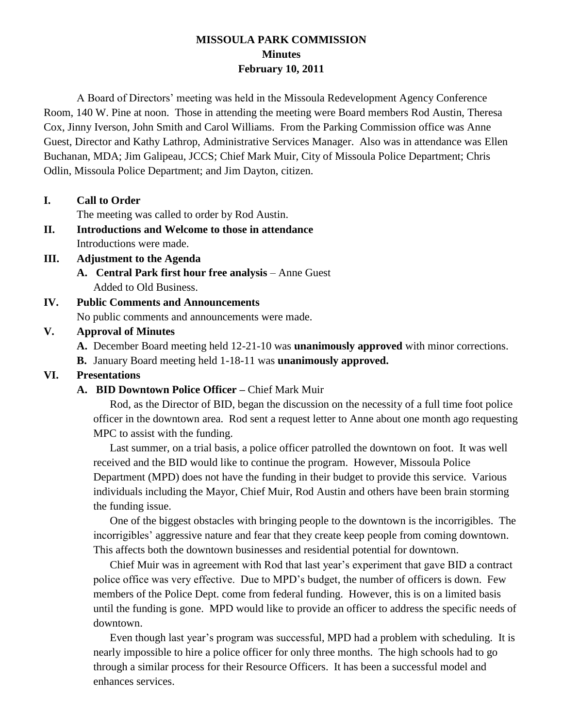# MISSOULA PARK COMMISSION
## Minutes
## February 10, 2011

A Board of Directors' meeting was held in the Missoula Redevelopment Agency Conference Room, 140 W. Pine at noon. Those in attending the meeting were Board members Rod Austin, Theresa Cox, Jinny Iverson, John Smith and Carol Williams. From the Parking Commission office was Anne Guest, Director and Kathy Lathrop, Administrative Services Manager. Also was in attendance was Ellen Buchanan, MDA; Jim Galipeau, JCCS; Chief Mark Muir, City of Missoula Police Department; Chris Odlin, Missoula Police Department; and Jim Dayton, citizen.

**I. Call to Order**

The meeting was called to order by Rod Austin.

**II. Introductions and Welcome to those in attendance**

Introductions were made.

**III. Adjustment to the Agenda**

**A. Central Park first hour free analysis** – Anne Guest
Added to Old Business.

**IV. Public Comments and Announcements**

No public comments and announcements were made.

**V. Approval of Minutes**

**A.** December Board meeting held 12-21-10 was **unanimously approved** with minor corrections.

**B.** January Board meeting held 1-18-11 was **unanimously approved.**

**VI. Presentations**

**A. BID Downtown Police Officer –** Chief Mark Muir

Rod, as the Director of BID, began the discussion on the necessity of a full time foot police officer in the downtown area. Rod sent a request letter to Anne about one month ago requesting MPC to assist with the funding.

Last summer, on a trial basis, a police officer patrolled the downtown on foot. It was well received and the BID would like to continue the program. However, Missoula Police Department (MPD) does not have the funding in their budget to provide this service. Various individuals including the Mayor, Chief Muir, Rod Austin and others have been brain storming the funding issue.

One of the biggest obstacles with bringing people to the downtown is the incorrigibles. The incorrigibles' aggressive nature and fear that they create keep people from coming downtown. This affects both the downtown businesses and residential potential for downtown.

Chief Muir was in agreement with Rod that last year's experiment that gave BID a contract police office was very effective. Due to MPD's budget, the number of officers is down. Few members of the Police Dept. come from federal funding. However, this is on a limited basis until the funding is gone. MPD would like to provide an officer to address the specific needs of downtown.

Even though last year's program was successful, MPD had a problem with scheduling. It is nearly impossible to hire a police officer for only three months. The high schools had to go through a similar process for their Resource Officers. It has been a successful model and enhances services.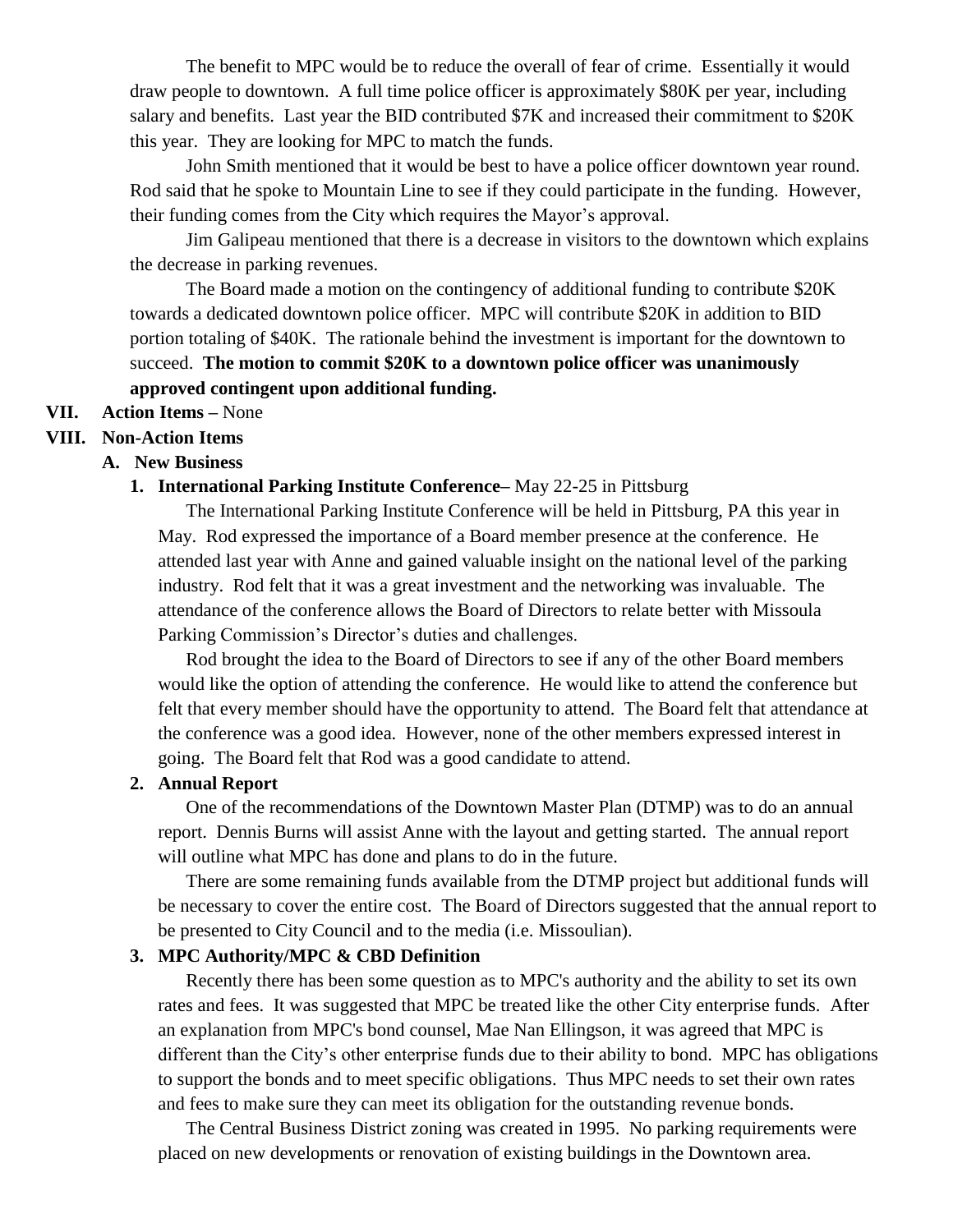The benefit to MPC would be to reduce the overall of fear of crime. Essentially it would draw people to downtown. A full time police officer is approximately $80K per year, including salary and benefits. Last year the BID contributed $7K and increased their commitment to $20K this year. They are looking for MPC to match the funds.

John Smith mentioned that it would be best to have a police officer downtown year round. Rod said that he spoke to Mountain Line to see if they could participate in the funding. However, their funding comes from the City which requires the Mayor's approval.

Jim Galipeau mentioned that there is a decrease in visitors to the downtown which explains the decrease in parking revenues.

The Board made a motion on the contingency of additional funding to contribute $20K towards a dedicated downtown police officer. MPC will contribute $20K in addition to BID portion totaling of $40K. The rationale behind the investment is important for the downtown to succeed. **The motion to commit $20K to a downtown police officer was unanimously approved contingent upon additional funding.**

**VII. Action Items –** None

**VIII. Non-Action Items**

**A. New Business**

**1. International Parking Institute Conference–** May 22-25 in Pittsburg

The International Parking Institute Conference will be held in Pittsburg, PA this year in May. Rod expressed the importance of a Board member presence at the conference. He attended last year with Anne and gained valuable insight on the national level of the parking industry. Rod felt that it was a great investment and the networking was invaluable. The attendance of the conference allows the Board of Directors to relate better with Missoula Parking Commission's Director's duties and challenges.

Rod brought the idea to the Board of Directors to see if any of the other Board members would like the option of attending the conference. He would like to attend the conference but felt that every member should have the opportunity to attend. The Board felt that attendance at the conference was a good idea. However, none of the other members expressed interest in going. The Board felt that Rod was a good candidate to attend.

**2. Annual Report**

One of the recommendations of the Downtown Master Plan (DTMP) was to do an annual report. Dennis Burns will assist Anne with the layout and getting started. The annual report will outline what MPC has done and plans to do in the future.

There are some remaining funds available from the DTMP project but additional funds will be necessary to cover the entire cost. The Board of Directors suggested that the annual report to be presented to City Council and to the media (i.e. Missoulian).

**3. MPC Authority/MPC & CBD Definition**

Recently there has been some question as to MPC's authority and the ability to set its own rates and fees. It was suggested that MPC be treated like the other City enterprise funds. After an explanation from MPC's bond counsel, Mae Nan Ellingson, it was agreed that MPC is different than the City's other enterprise funds due to their ability to bond. MPC has obligations to support the bonds and to meet specific obligations. Thus MPC needs to set their own rates and fees to make sure they can meet its obligation for the outstanding revenue bonds.

The Central Business District zoning was created in 1995. No parking requirements were placed on new developments or renovation of existing buildings in the Downtown area.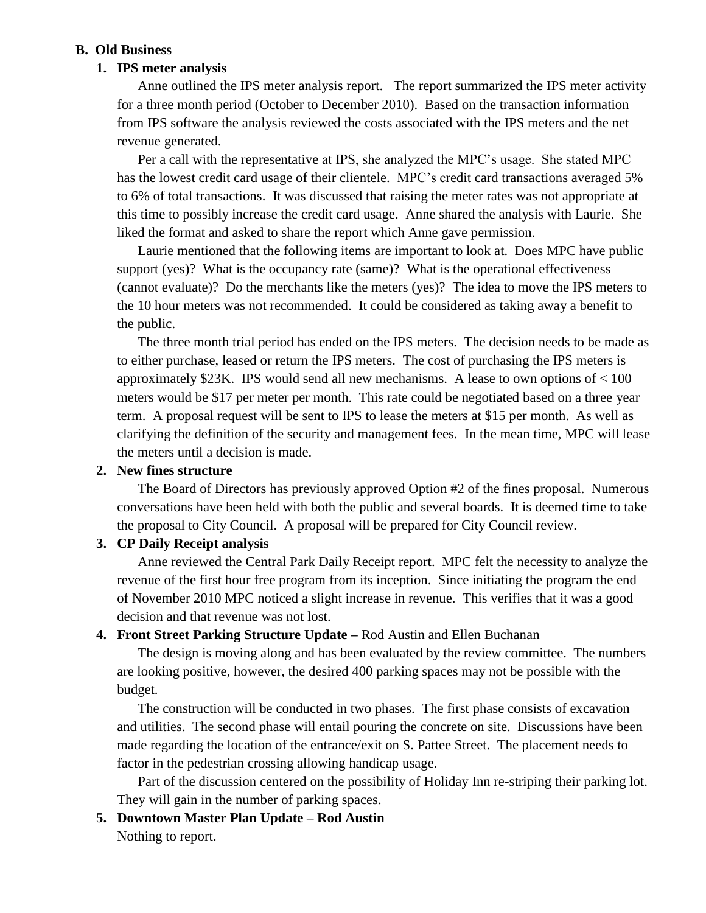**B. Old Business**

1. **IPS meter analysis**

   Anne outlined the IPS meter analysis report. The report summarized the IPS meter activity for a three month period (October to December 2010). Based on the transaction information from IPS software the analysis reviewed the costs associated with the IPS meters and the net revenue generated.

   Per a call with the representative at IPS, she analyzed the MPC's usage. She stated MPC has the lowest credit card usage of their clientele. MPC's credit card transactions averaged 5% to 6% of total transactions. It was discussed that raising the meter rates was not appropriate at this time to possibly increase the credit card usage. Anne shared the analysis with Laurie. She liked the format and asked to share the report which Anne gave permission.

   Laurie mentioned that the following items are important to look at. Does MPC have public support (yes)? What is the occupancy rate (same)? What is the operational effectiveness (cannot evaluate)? Do the merchants like the meters (yes)? The idea to move the IPS meters to the 10 hour meters was not recommended. It could be considered as taking away a benefit to the public.

   The three month trial period has ended on the IPS meters. The decision needs to be made as to either purchase, leased or return the IPS meters. The cost of purchasing the IPS meters is approximately $23K. IPS would send all new mechanisms. A lease to own options of < 100 meters would be $17 per meter per month. This rate could be negotiated based on a three year term. A proposal request will be sent to IPS to lease the meters at $15 per month. As well as clarifying the definition of the security and management fees. In the mean time, MPC will lease the meters until a decision is made.

2. **New fines structure**

   The Board of Directors has previously approved Option #2 of the fines proposal. Numerous conversations have been held with both the public and several boards. It is deemed time to take the proposal to City Council. A proposal will be prepared for City Council review.

3. **CP Daily Receipt analysis**

   Anne reviewed the Central Park Daily Receipt report. MPC felt the necessity to analyze the revenue of the first hour free program from its inception. Since initiating the program the end of November 2010 MPC noticed a slight increase in revenue. This verifies that it was a good decision and that revenue was not lost.

4. **Front Street Parking Structure Update –** Rod Austin and Ellen Buchanan

   The design is moving along and has been evaluated by the review committee. The numbers are looking positive, however, the desired 400 parking spaces may not be possible with the budget.

   The construction will be conducted in two phases. The first phase consists of excavation and utilities. The second phase will entail pouring the concrete on site. Discussions have been made regarding the location of the entrance/exit on S. Pattee Street. The placement needs to factor in the pedestrian crossing allowing handicap usage.

   Part of the discussion centered on the possibility of Holiday Inn re-striping their parking lot. They will gain in the number of parking spaces.

5. **Downtown Master Plan Update – Rod Austin**

   Nothing to report.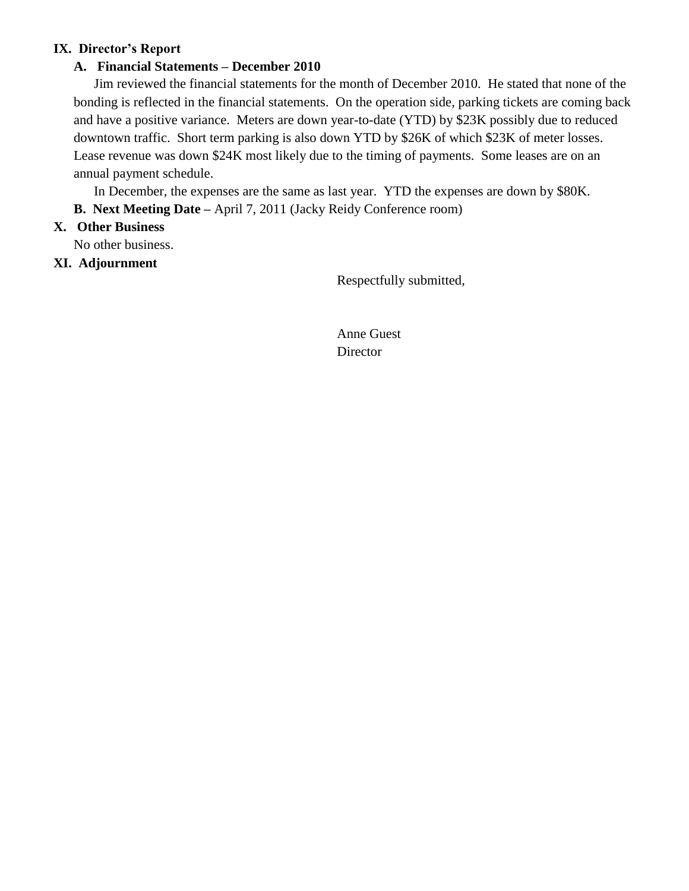**IX. Director's Report**

**A. Financial Statements – December 2010**

Jim reviewed the financial statements for the month of December 2010. He stated that none of the bonding is reflected in the financial statements. On the operation side, parking tickets are coming back and have a positive variance. Meters are down year-to-date (YTD) by $23K possibly due to reduced downtown traffic. Short term parking is also down YTD by $26K of which $23K of meter losses. Lease revenue was down $24K most likely due to the timing of payments. Some leases are on an annual payment schedule.

In December, the expenses are the same as last year. YTD the expenses are down by $80K.

**B. Next Meeting Date –** April 7, 2011 (Jacky Reidy Conference room)

**X. Other Business**

No other business.

**XI. Adjournment**

Respectfully submitted,

Anne Guest
Director